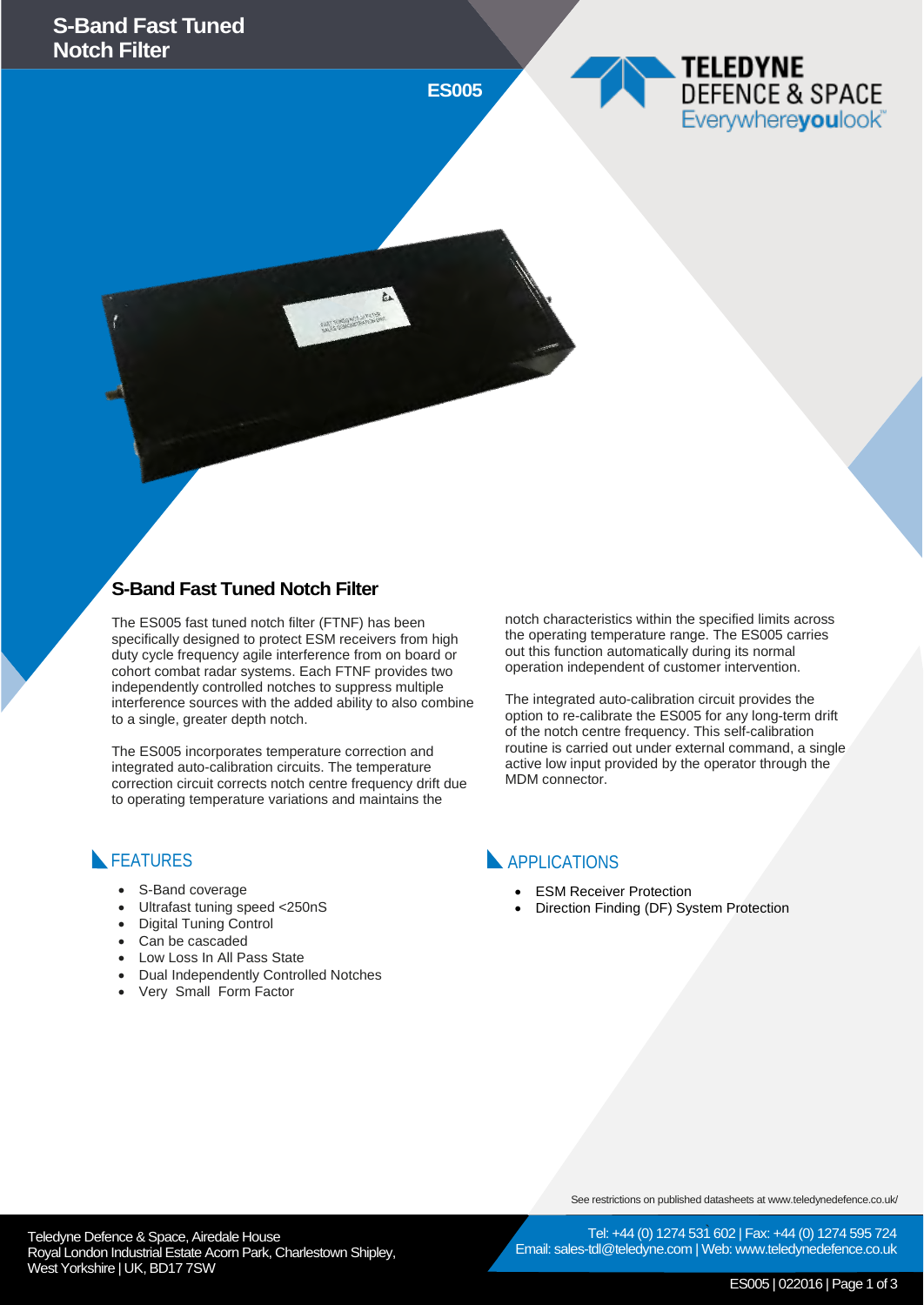# S-Band Fast Tuned Notch Filter

**ES005**

TELEDYNE DEFENCE & SPACE
Everywhere**you**look™

## S-Band Fast Tuned Notch Filter

The ES005 fast tuned notch filter (FTNF) has been specifically designed to protect ESM receivers from high duty cycle frequency agile interference from on board or cohort combat radar systems. Each FTNF provides two independently controlled notches to suppress multiple interference sources with the added ability to also combine to a single, greater depth notch.

The ES005 incorporates temperature correction and integrated auto-calibration circuits. The temperature correction circuit corrects notch centre frequency drift due to operating temperature variations and maintains the notch characteristics within the specified limits across the operating temperature range. The ES005 carries out this function automatically during its normal operation independent of customer intervention.

The integrated auto-calibration circuit provides the option to re-calibrate the ES005 for any long-term drift of the notch centre frequency. This self-calibration routine is carried out under external command, a single active low input provided by the operator through the MDM connector.

## FEATURES

- S-Band coverage
- Ultrafast tuning speed <250nS
- Digital Tuning Control
- Can be cascaded
- Low Loss In All Pass State
- Dual Independently Controlled Notches
- Very Small Form Factor

## APPLICATIONS

- ESM Receiver Protection
- Direction Finding (DF) System Protection

See restrictions on published datasheets at www.teledynedefence.co.uk/

Teledyne Defence & Space, Airedale House
Royal London Industrial Estate Acorn Park, Charlestown Shipley,
West Yorkshire | UK, BD17 7SW

Tel: +44 (0) 1274 531 602 | Fax: +44 (0) 1274 595 724
Email: sales-tdl@teledyne.com | Web: www.teledynedefence.co.uk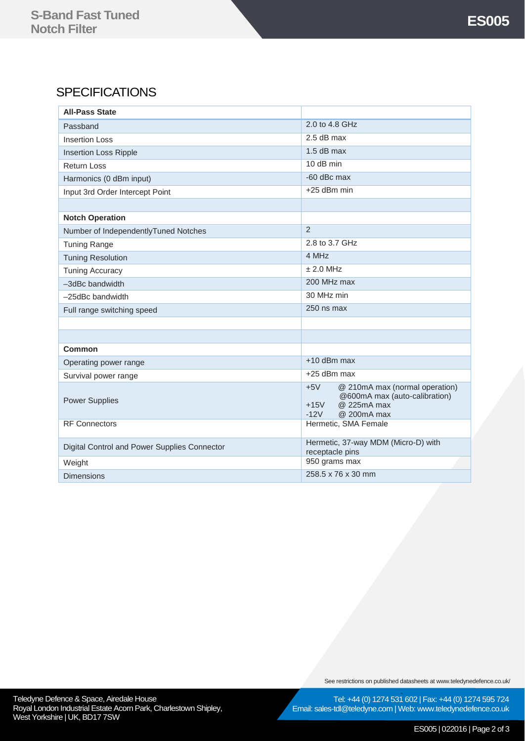## SPECIFICATIONS

| **All-Pass State** | |
|---|---|
| Passband | 2.0 to 4.8 GHz |
| Insertion Loss | 2.5 dB max |
| Insertion Loss Ripple | 1.5 dB max |
| Return Loss | 10 dB min |
| Harmonics (0 dBm input) | -60 dBc max |
| Input 3rd Order Intercept Point | +25 dBm min |
| | |
| **Notch Operation** | |
| Number of IndependentlyTuned Notches | 2 |
| Tuning Range | 2.8 to 3.7 GHz |
| Tuning Resolution | 4 MHz |
| Tuning Accuracy | ± 2.0 MHz |
| –3dBc bandwidth | 200 MHz max |
| –25dBc bandwidth | 30 MHz min |
| Full range switching speed | 250 ns max |
| | |
| | |
| **Common** | |
| Operating power range | +10 dBm max |
| Survival power range | +25 dBm max |
| Power Supplies | +5V @ 210mA max (normal operation) @600mA max (auto-calibration)<br>+15V @ 225mA max<br>-12V @ 200mA max |
| RF Connectors | Hermetic, SMA Female |
| Digital Control and Power Supplies Connector | Hermetic, 37-way MDM (Micro-D) with receptacle pins |
| Weight | 950 grams max |
| Dimensions | 258.5 x 76 x 30 mm |

See restrictions on published datasheets at www.teledynedefence.co.uk/

Teledyne Defence & Space, Airedale House
Royal London Industrial Estate Acorn Park, Charlestown Shipley, West Yorkshire | UK, BD17 7SW

Tel: +44 (0) 1274 531 602 | Fax: +44 (0) 1274 595 724
Email: sales-tdl@teledyne.com | Web: www.teledynedefence.co.uk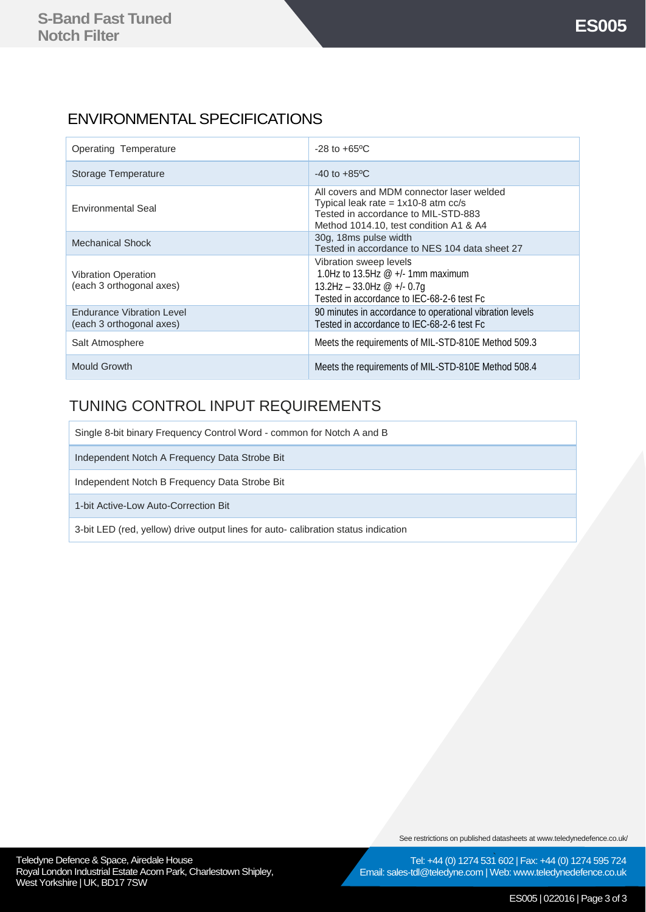## ENVIRONMENTAL SPECIFICATIONS

| | |
|---|---|
| Operating Temperature | -28 to +65ºC |
| Storage Temperature | -40 to +85ºC |
| Environmental Seal | All covers and MDM connector laser welded<br>Typical leak rate = 1x10-8 atm cc/s<br>Tested in accordance to MIL-STD-883<br>Method 1014.10, test condition A1 & A4 |
| Mechanical Shock | 30g, 18ms pulse width<br>Tested in accordance to NES 104 data sheet 27 |
| Vibration Operation<br>(each 3 orthogonal axes) | Vibration sweep levels<br>1.0Hz to 13.5Hz @ +/- 1mm maximum<br>13.2Hz – 33.0Hz @ +/- 0.7g<br>Tested in accordance to IEC-68-2-6 test Fc |
| Endurance Vibration Level<br>(each 3 orthogonal axes) | 90 minutes in accordance to operational vibration levels<br>Tested in accordance to IEC-68-2-6 test Fc |
| Salt Atmosphere | Meets the requirements of MIL-STD-810E Method 509.3 |
| Mould Growth | Meets the requirements of MIL-STD-810E Method 508.4 |

## TUNING CONTROL INPUT REQUIREMENTS

| |
|---|
| Single 8-bit binary Frequency Control Word - common for Notch A and B |
| Independent Notch A Frequency Data Strobe Bit |
| Independent Notch B Frequency Data Strobe Bit |
| 1-bit Active-Low Auto-Correction Bit |
| 3-bit LED (red, yellow) drive output lines for auto- calibration status indication |

See restrictions on published datasheets at www.teledynedefence.co.uk/

Teledyne Defence & Space, Airedale House
Royal London Industrial Estate Acorn Park, Charlestown Shipley,
West Yorkshire | UK, BD17 7SW

Tel: +44 (0) 1274 531 602 | Fax: +44 (0) 1274 595 724
Email: sales-tdl@teledyne.com | Web: www.teledynedefence.co.uk